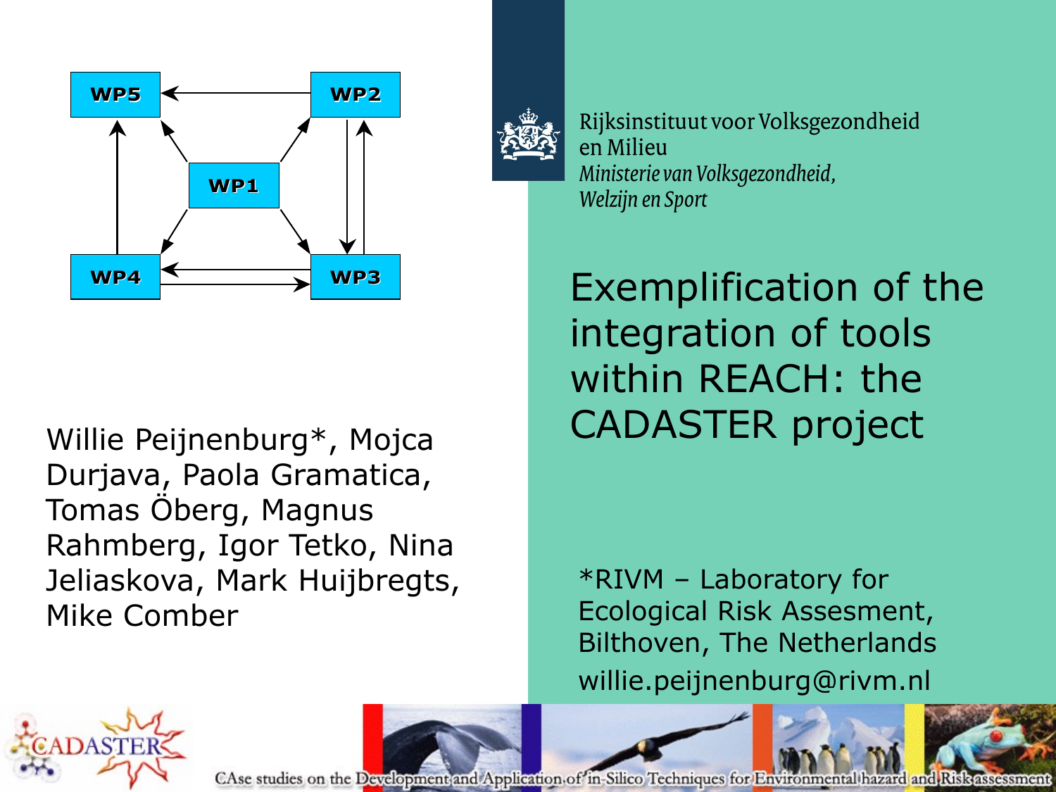WP5 WP2 WP1 WP4 WP3

Rijksinstituut voor Volksgezondheid en Milieu
*Ministerie van Volksgezondheid, Welzijn en Sport*

# Exemplification of the integration of tools within REACH: the CADASTER project

Willie Peijnenburg*, Mojca Durjava, Paola Gramatica, Tomas Öberg, Magnus Rahmberg, Igor Tetko, Nina Jeliaskova, Mark Huijbregts, Mike Comber

*RIVM – Laboratory for Ecological Risk Assesment, Bilthoven, The Netherlands
willie.peijnenburg@rivm.nl

CADASTER

CAse studies on the Development and Application of in-Silico Techniques for Environmental hazard and Risk assessment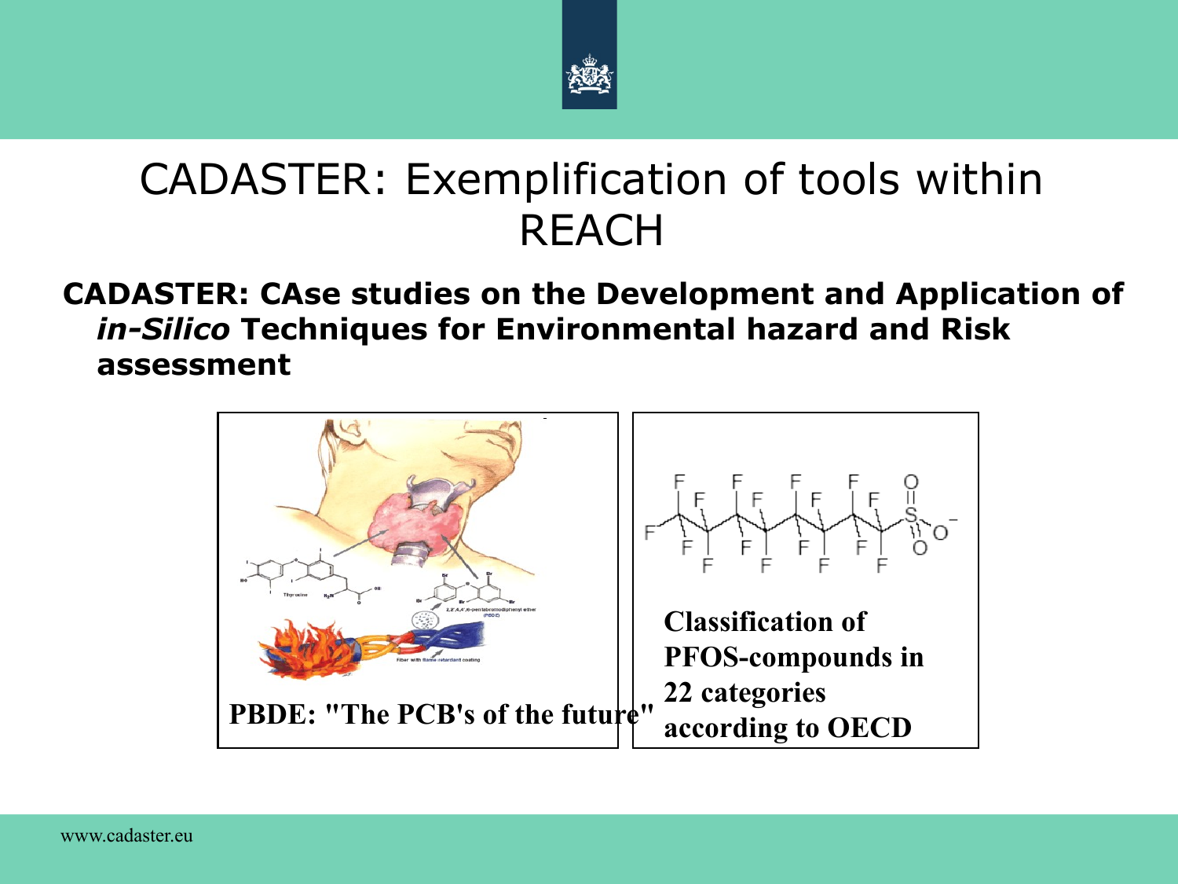# CADASTER: Exemplification of tools within REACH

**CADASTER: CAse studies on the Development and Application of *in-Silico* Techniques for Environmental hazard and Risk assessment**

**PBDE: "The PCB's of the future"**

**Classification of PFOS-compounds in 22 categories according to OECD**

www.cadaster.eu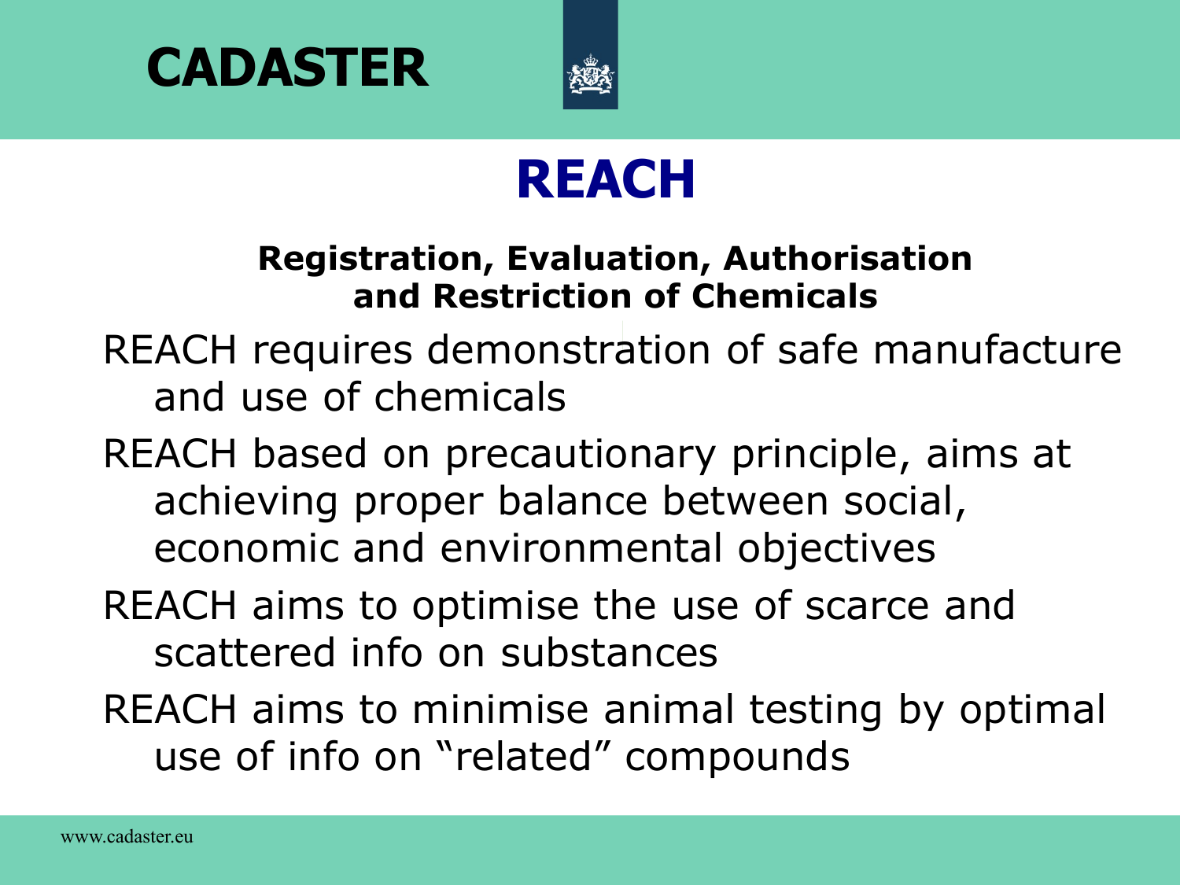# REACH

**Registration, Evaluation, Authorisation and Restriction of Chemicals**

REACH requires demonstration of safe manufacture and use of chemicals

REACH based on precautionary principle, aims at achieving proper balance between social, economic and environmental objectives

REACH aims to optimise the use of scarce and scattered info on substances

REACH aims to minimise animal testing by optimal use of info on "related" compounds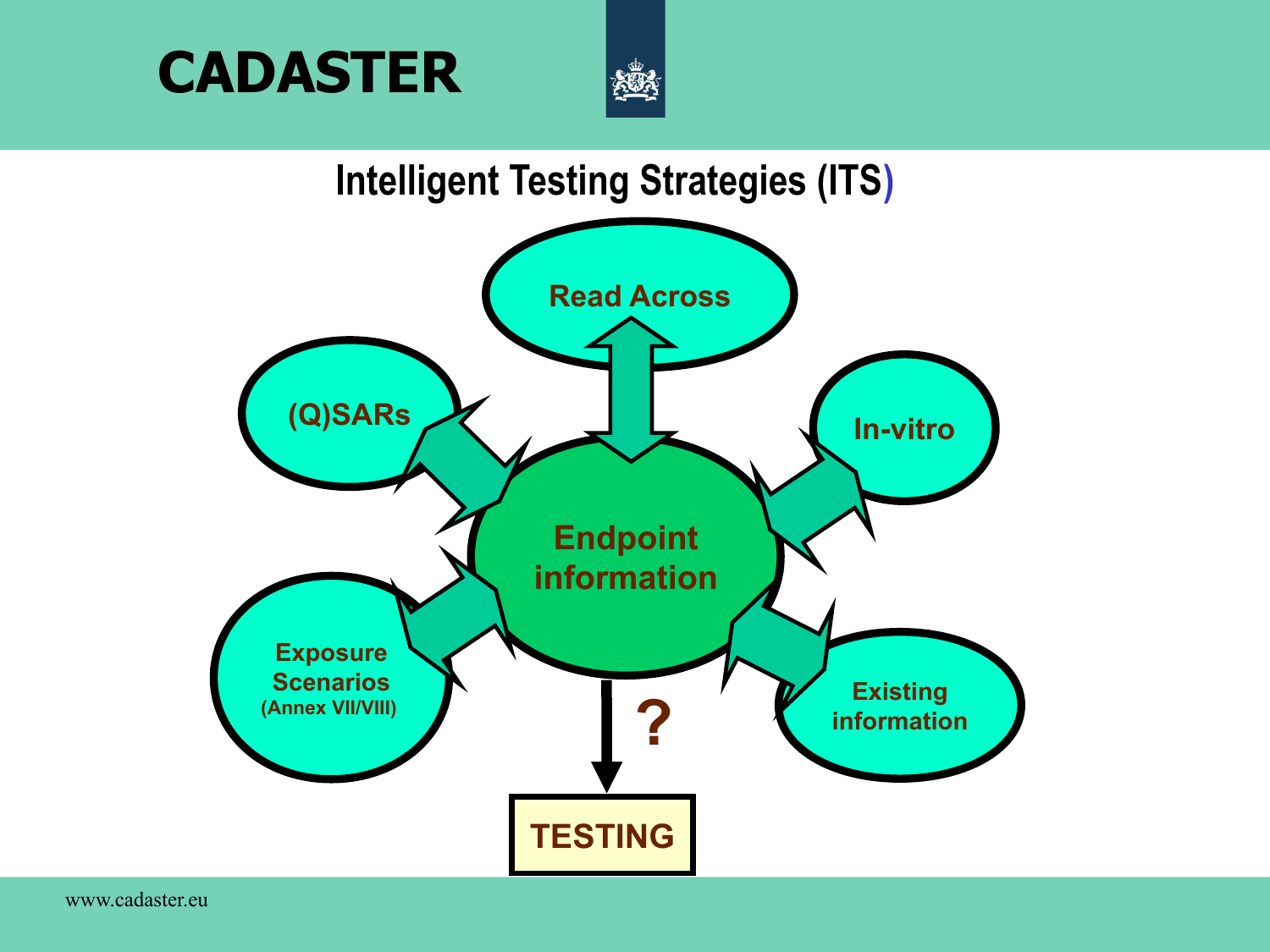# CADASTER

## Intelligent Testing Strategies (ITS)

- Read Across
- (Q)SARs
- In-vitro
- Endpoint information
- Exposure Scenarios (Annex VII/VIII)
- Existing information
- ?
- TESTING

www.cadaster.eu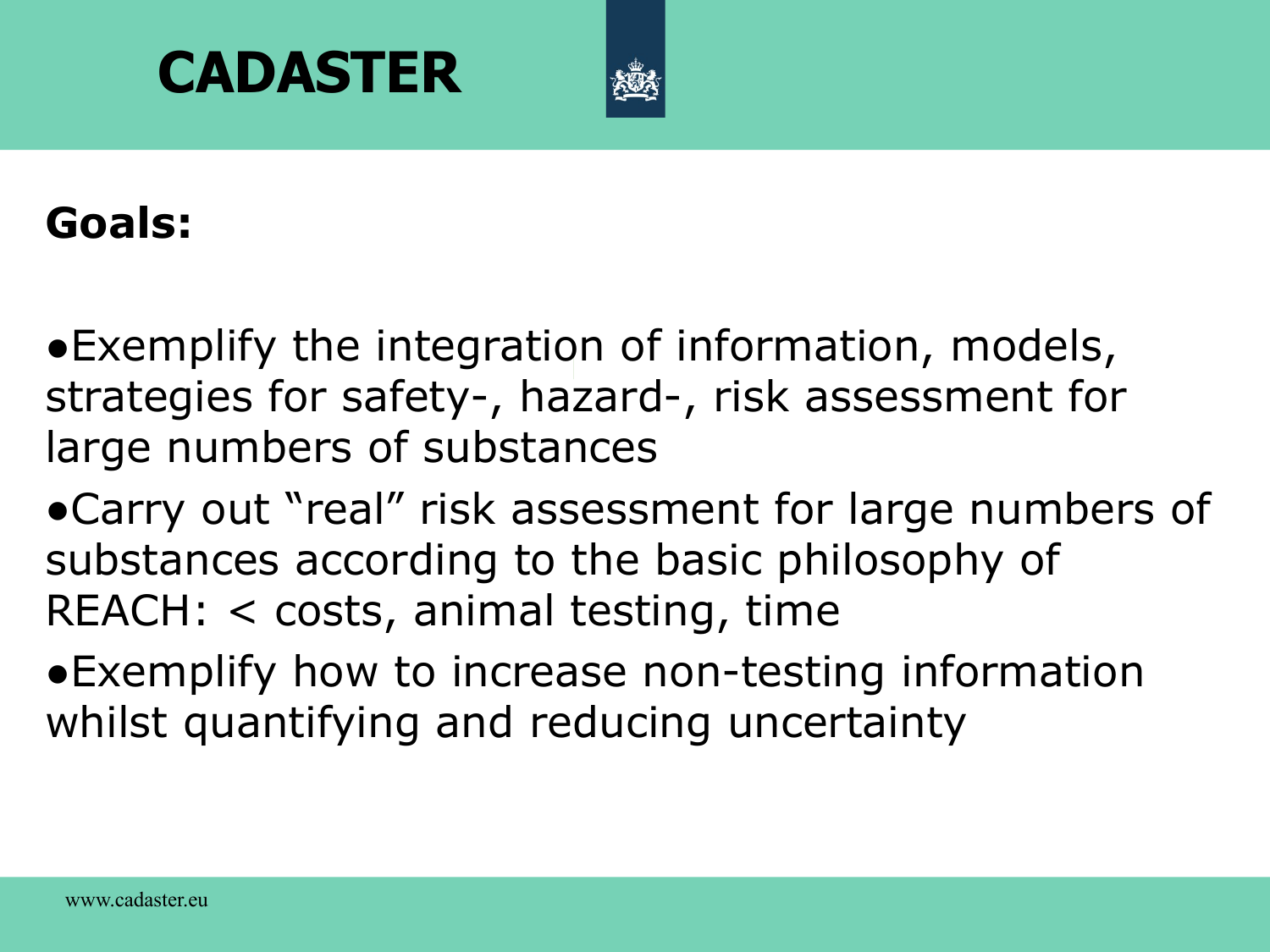# CADASTER

**Goals:**

- Exemplify the integration of information, models, strategies for safety-, hazard-, risk assessment for large numbers of substances
- Carry out "real" risk assessment for large numbers of substances according to the basic philosophy of REACH: < costs, animal testing, time
- Exemplify how to increase non-testing information whilst quantifying and reducing uncertainty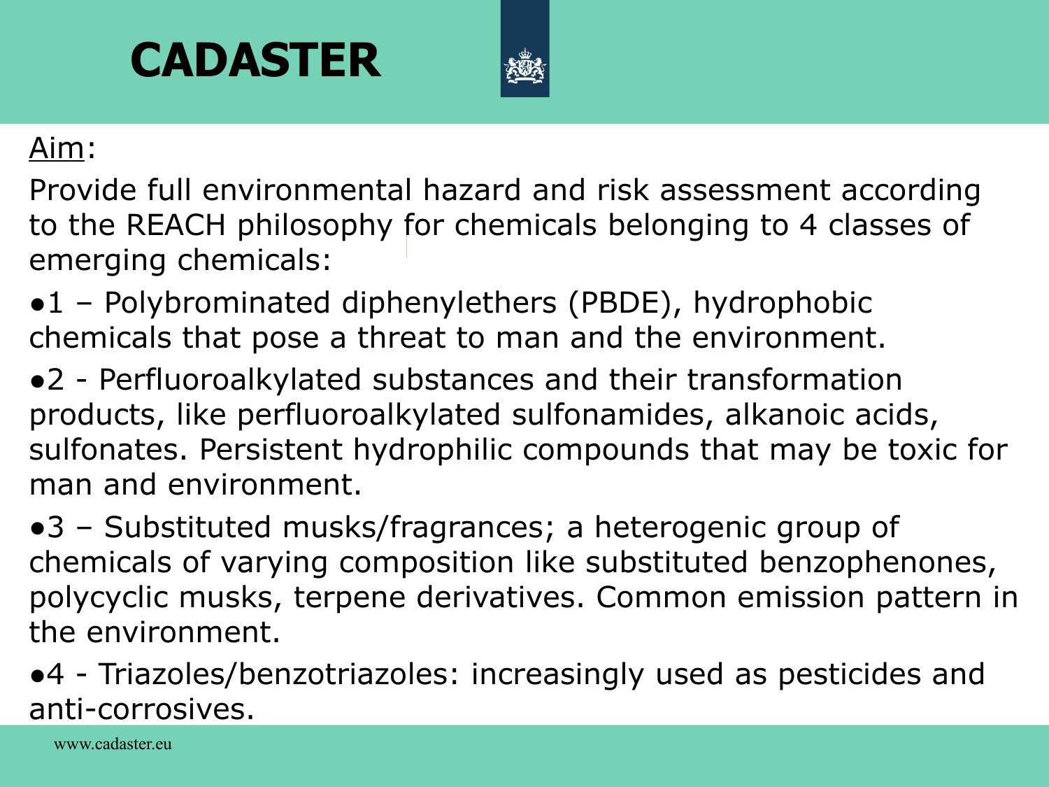# CADASTER

Aim:

Provide full environmental hazard and risk assessment according to the REACH philosophy for chemicals belonging to 4 classes of emerging chemicals:

- 1 – Polybrominated diphenylethers (PBDE), hydrophobic chemicals that pose a threat to man and the environment.
- 2 - Perfluoroalkylated substances and their transformation products, like perfluoroalkylated sulfonamides, alkanoic acids, sulfonates. Persistent hydrophilic compounds that may be toxic for man and environment.
- 3 – Substituted musks/fragrances; a heterogenic group of chemicals of varying composition like substituted benzophenones, polycyclic musks, terpene derivatives. Common emission pattern in the environment.
- 4 - Triazoles/benzotriazoles: increasingly used as pesticides and anti-corrosives.

www.cadaster.eu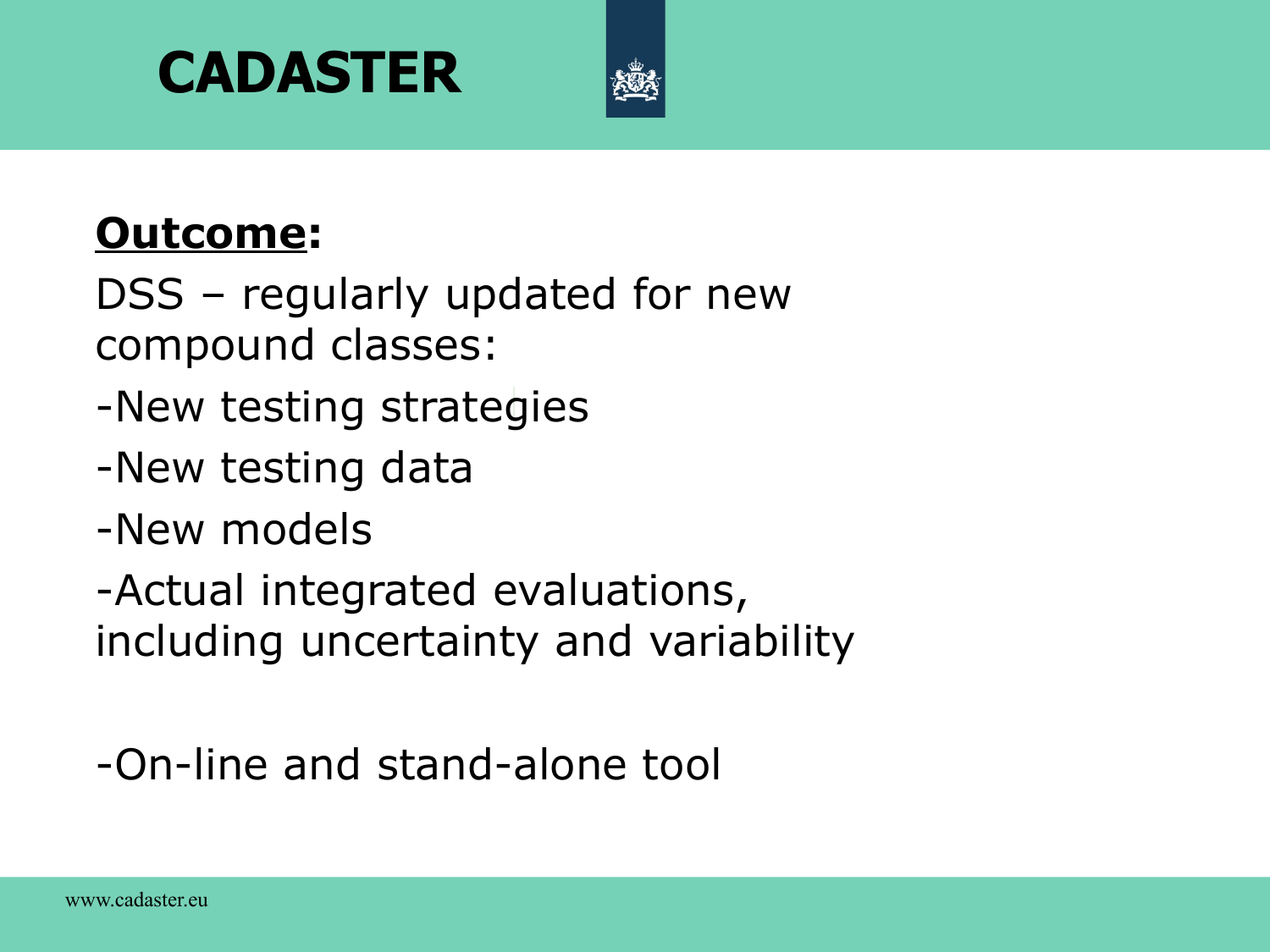# CADASTER

**Outcome:**

DSS – regularly updated for new compound classes:

-New testing strategies

-New testing data

-New models

-Actual integrated evaluations, including uncertainty and variability

-On-line and stand-alone tool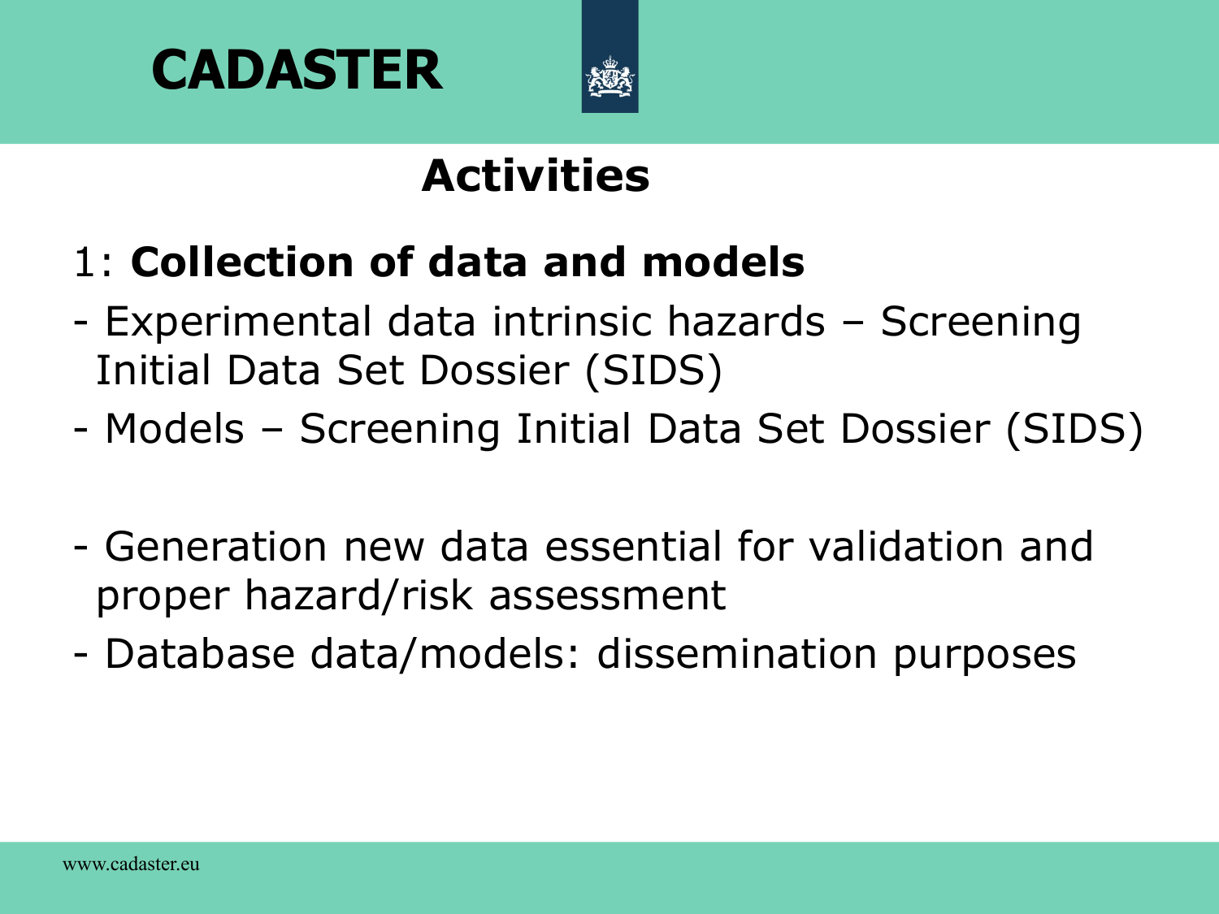# CADASTER

## Activities

1: **Collection of data and models**

- Experimental data intrinsic hazards – Screening Initial Data Set Dossier (SIDS)
- Models – Screening Initial Data Set Dossier (SIDS)

- Generation new data essential for validation and proper hazard/risk assessment
- Database data/models: dissemination purposes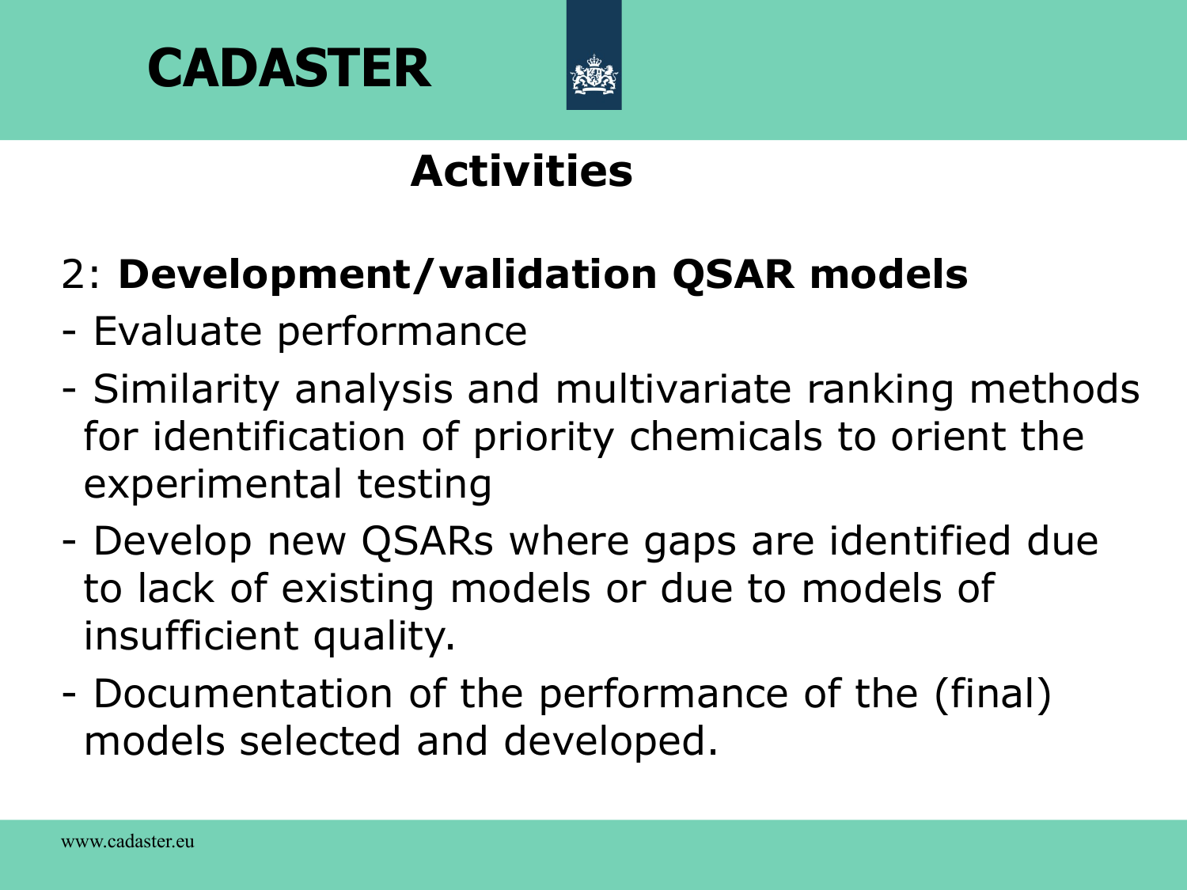# CADASTER

## Activities

2: **Development/validation QSAR models**

- Evaluate performance
- Similarity analysis and multivariate ranking methods for identification of priority chemicals to orient the experimental testing
- Develop new QSARs where gaps are identified due to lack of existing models or due to models of insufficient quality.
- Documentation of the performance of the (final) models selected and developed.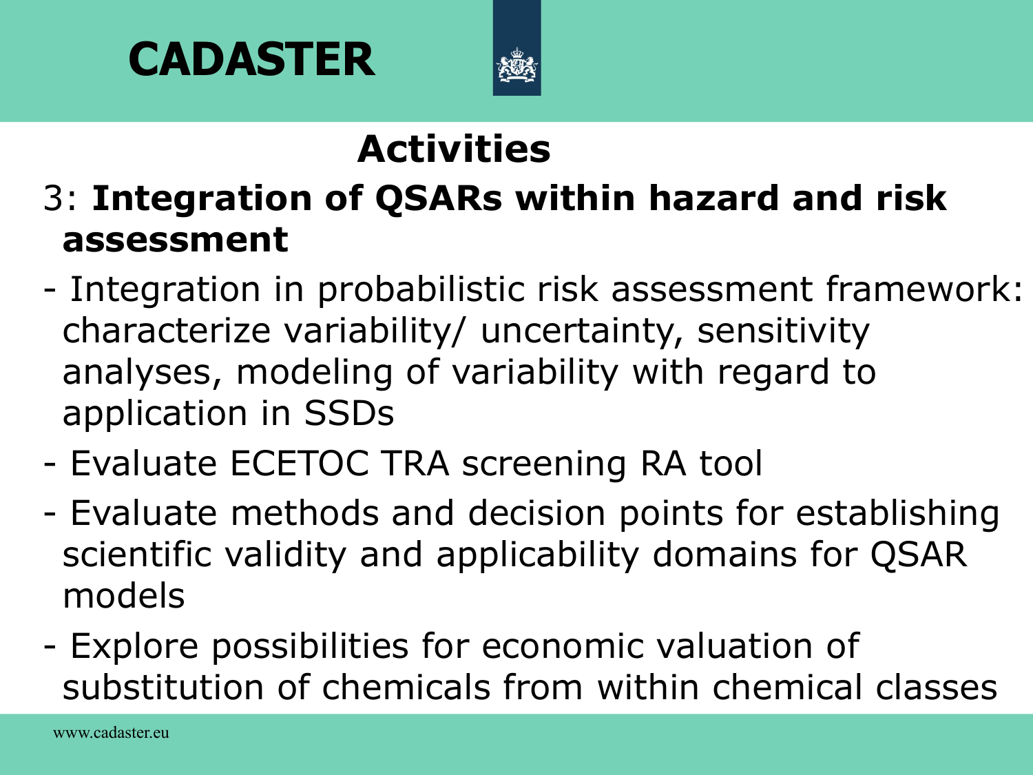# CADASTER

## Activities

### 3: **Integration of QSARs within hazard and risk assessment**

- Integration in probabilistic risk assessment framework: characterize variability/ uncertainty, sensitivity analyses, modeling of variability with regard to application in SSDs
- Evaluate ECETOC TRA screening RA tool
- Evaluate methods and decision points for establishing scientific validity and applicability domains for QSAR models
- Explore possibilities for economic valuation of substitution of chemicals from within chemical classes

www.cadaster.eu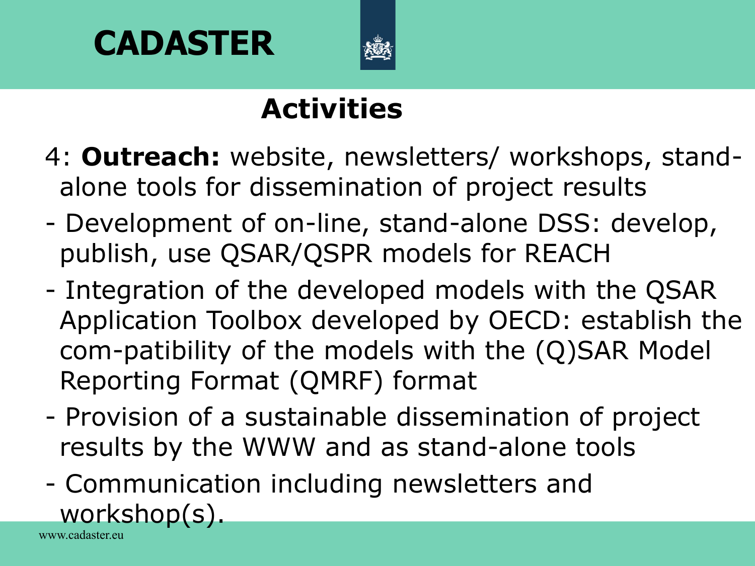# Activities

4: **Outreach:** website, newsletters/ workshops, stand-alone tools for dissemination of project results

- Development of on-line, stand-alone DSS: develop, publish, use QSAR/QSPR models for REACH
- Integration of the developed models with the QSAR Application Toolbox developed by OECD: establish the com-patibility of the models with the (Q)SAR Model Reporting Format (QMRF) format
- Provision of a sustainable dissemination of project results by the WWW and as stand-alone tools
- Communication including newsletters and workshop(s).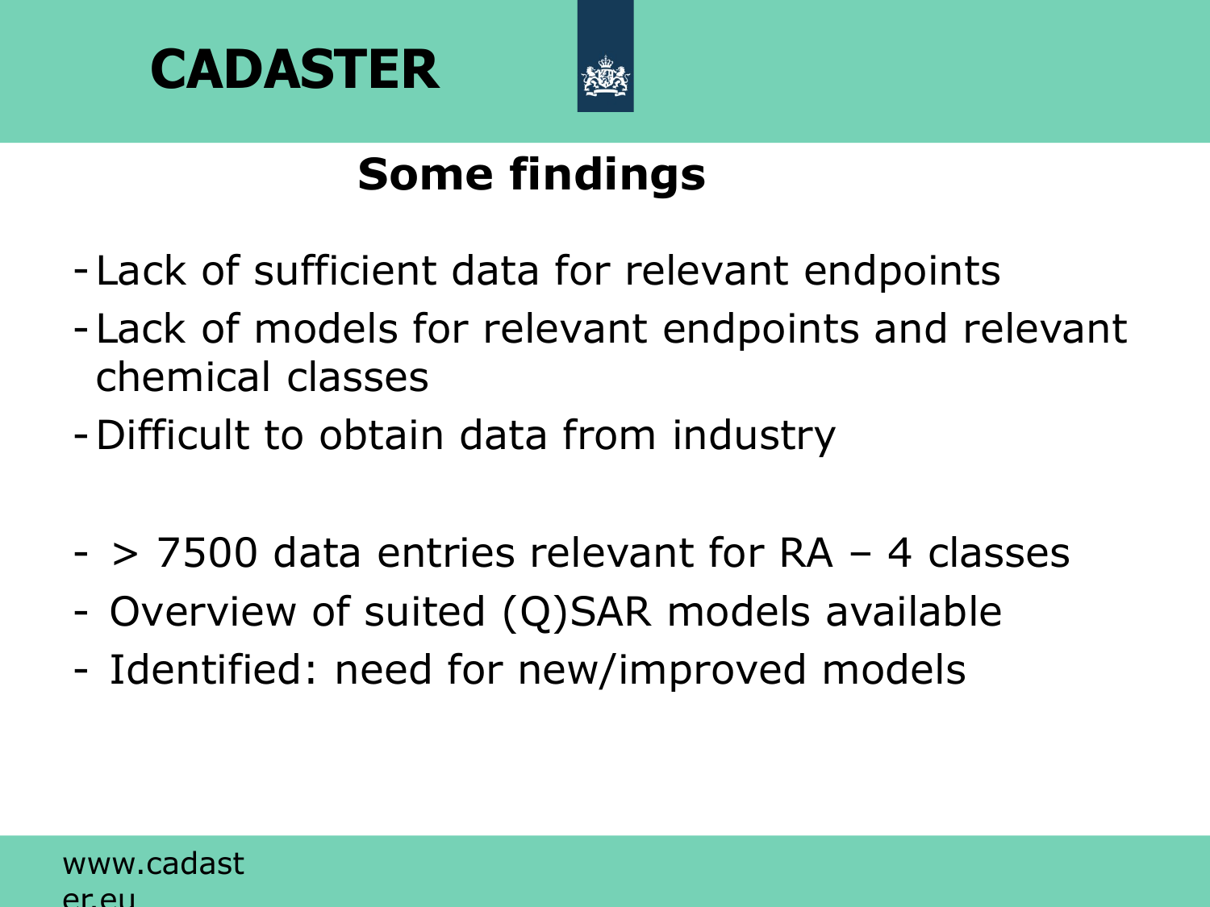## Some findings

- Lack of sufficient data for relevant endpoints
- Lack of models for relevant endpoints and relevant chemical classes
- Difficult to obtain data from industry

- > 7500 data entries relevant for RA – 4 classes
- Overview of suited (Q)SAR models available
- Identified: need for new/improved models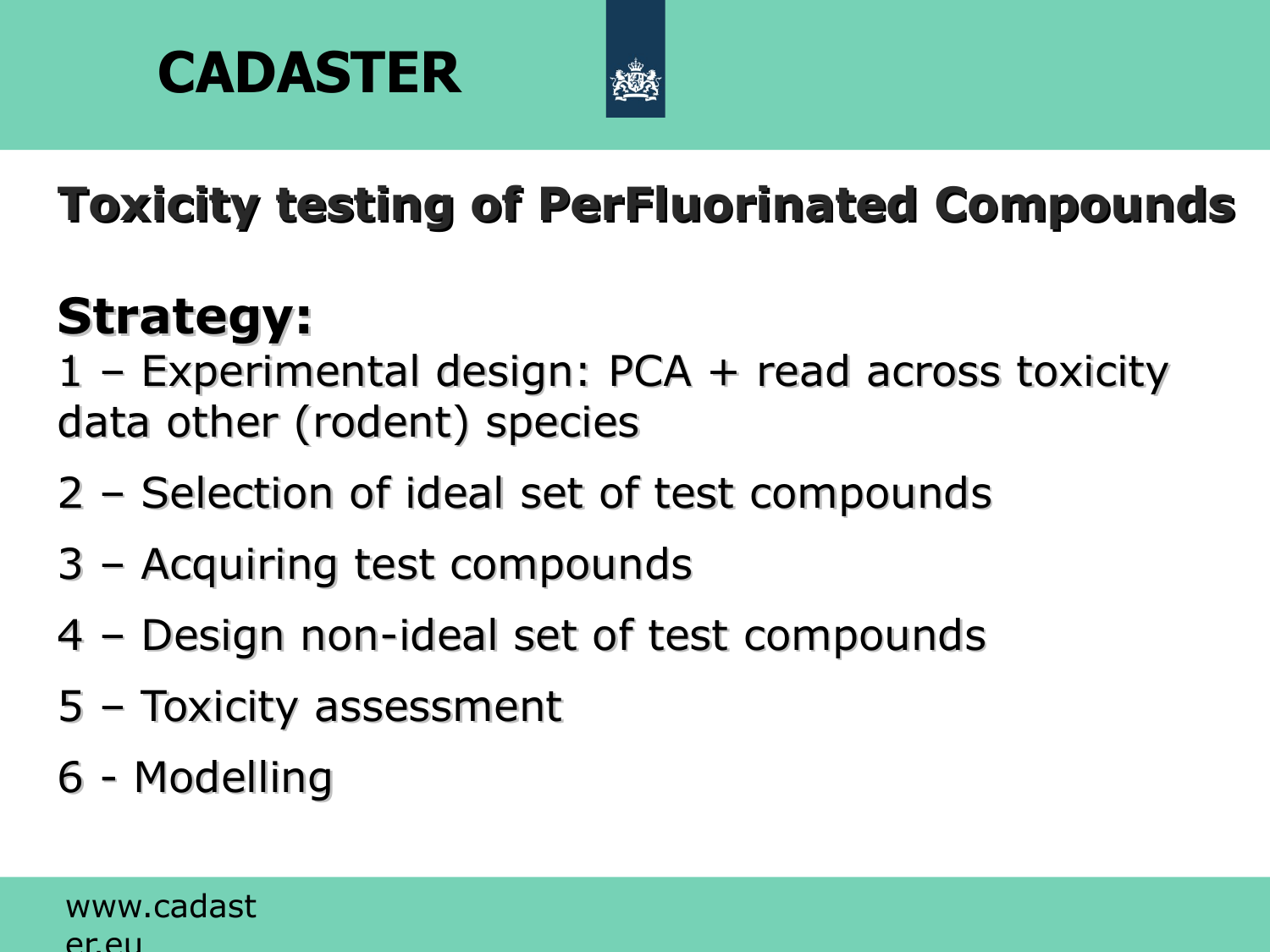# Toxicity testing of PerFluorinated Compounds

## Strategy:

1 – Experimental design: PCA + read across toxicity data other (rodent) species

2 – Selection of ideal set of test compounds

3 – Acquiring test compounds

4 – Design non-ideal set of test compounds

5 – Toxicity assessment

6 - Modelling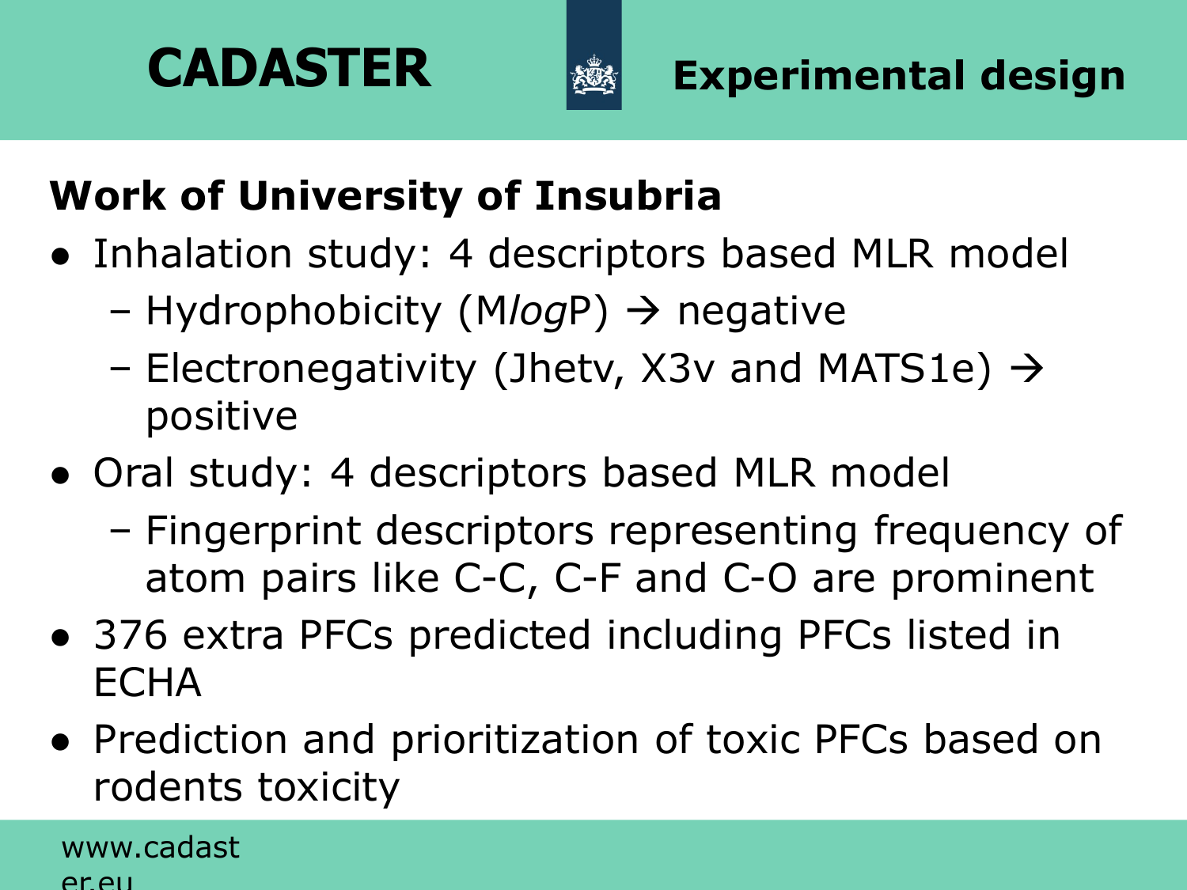# CADASTER

## Experimental design

**Work of University of Insubria**

- Inhalation study: 4 descriptors based MLR model
  - Hydrophobicity (M*log*P) → negative
  - Electronegativity (Jhetv, X3v and MATS1e) → positive
- Oral study: 4 descriptors based MLR model
  - Fingerprint descriptors representing frequency of atom pairs like C-C, C-F and C-O are prominent
- 376 extra PFCs predicted including PFCs listed in ECHA
- Prediction and prioritization of toxic PFCs based on rodents toxicity

www.cadaster.eu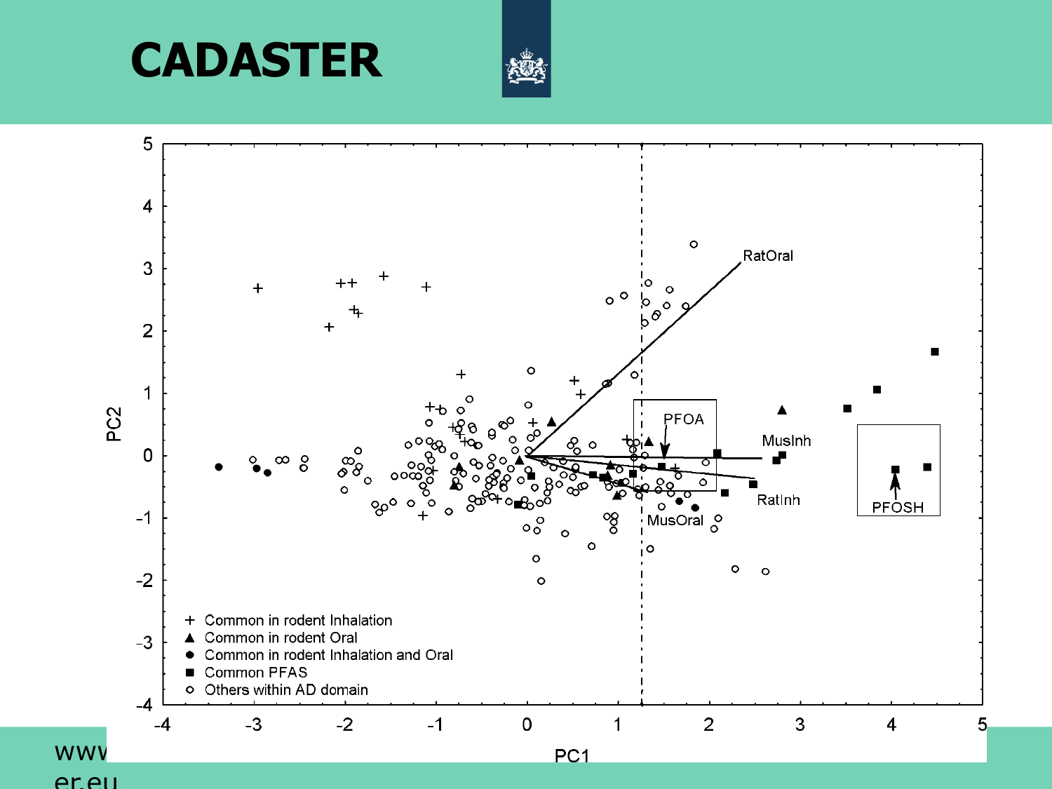# CADASTER

PC2

PC1

RatOral

PFOA

MusInh

RatInh

MusOral

PFOSH

- + Common in rodent Inhalation
- ▲ Common in rodent Oral
- ● Common in rodent Inhalation and Oral
- ■ Common PFAS
- ○ Others within AD domain

www
er.eu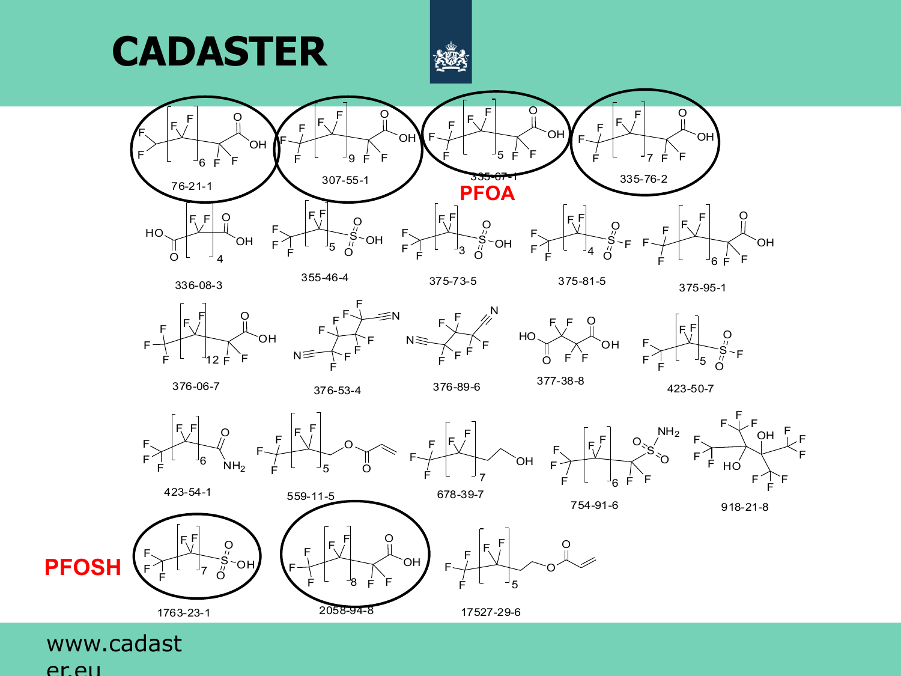# CADASTER

76-21-1

307-55-1

335-67-1

**PFOA**

335-76-2

336-08-3

355-46-4

375-73-5

375-81-5

375-95-1

376-06-7

376-53-4

376-89-6

377-38-8

423-50-7

423-54-1

559-11-5

678-39-7

754-91-6

918-21-8

**PFOSH**

1763-23-1

2058-94-8

17527-29-6

www.cadaster.eu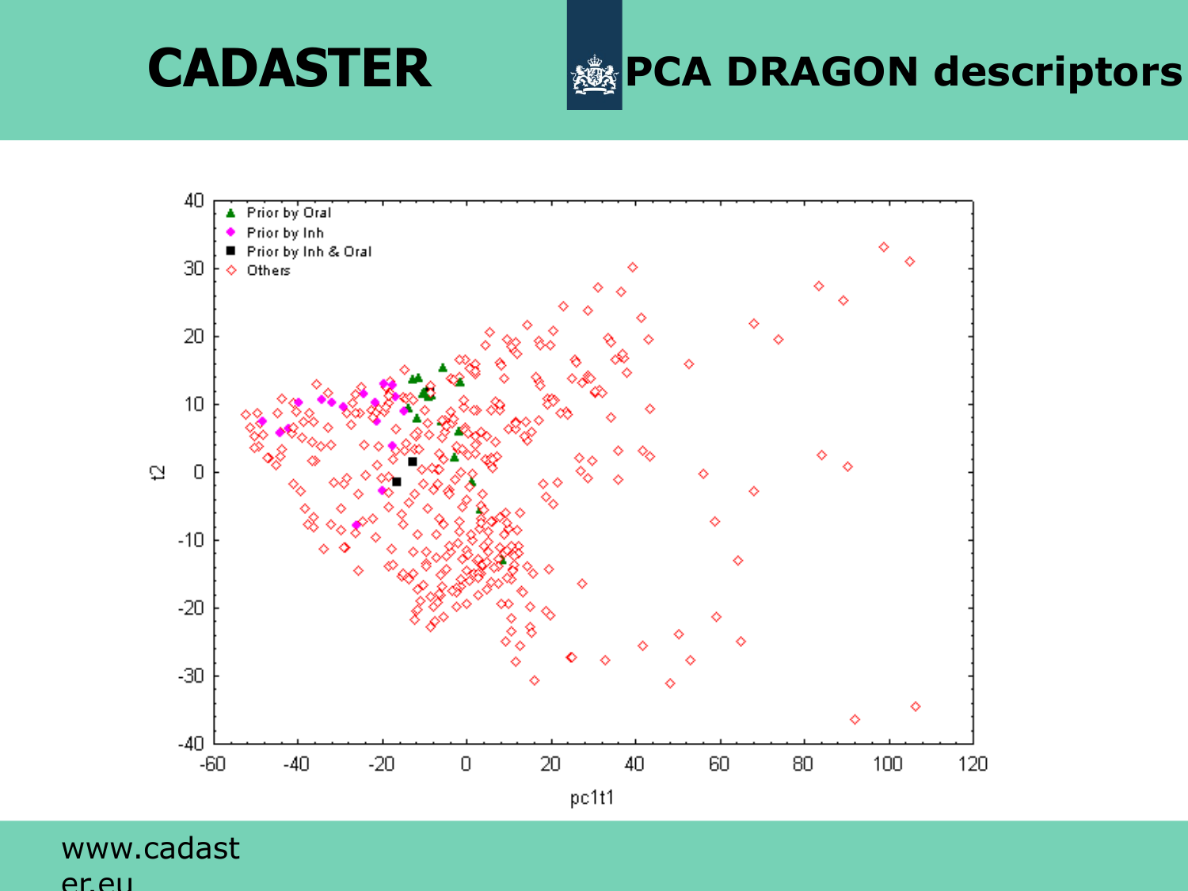# CADASTER

## PCA DRAGON descriptors

www.cadaster.eu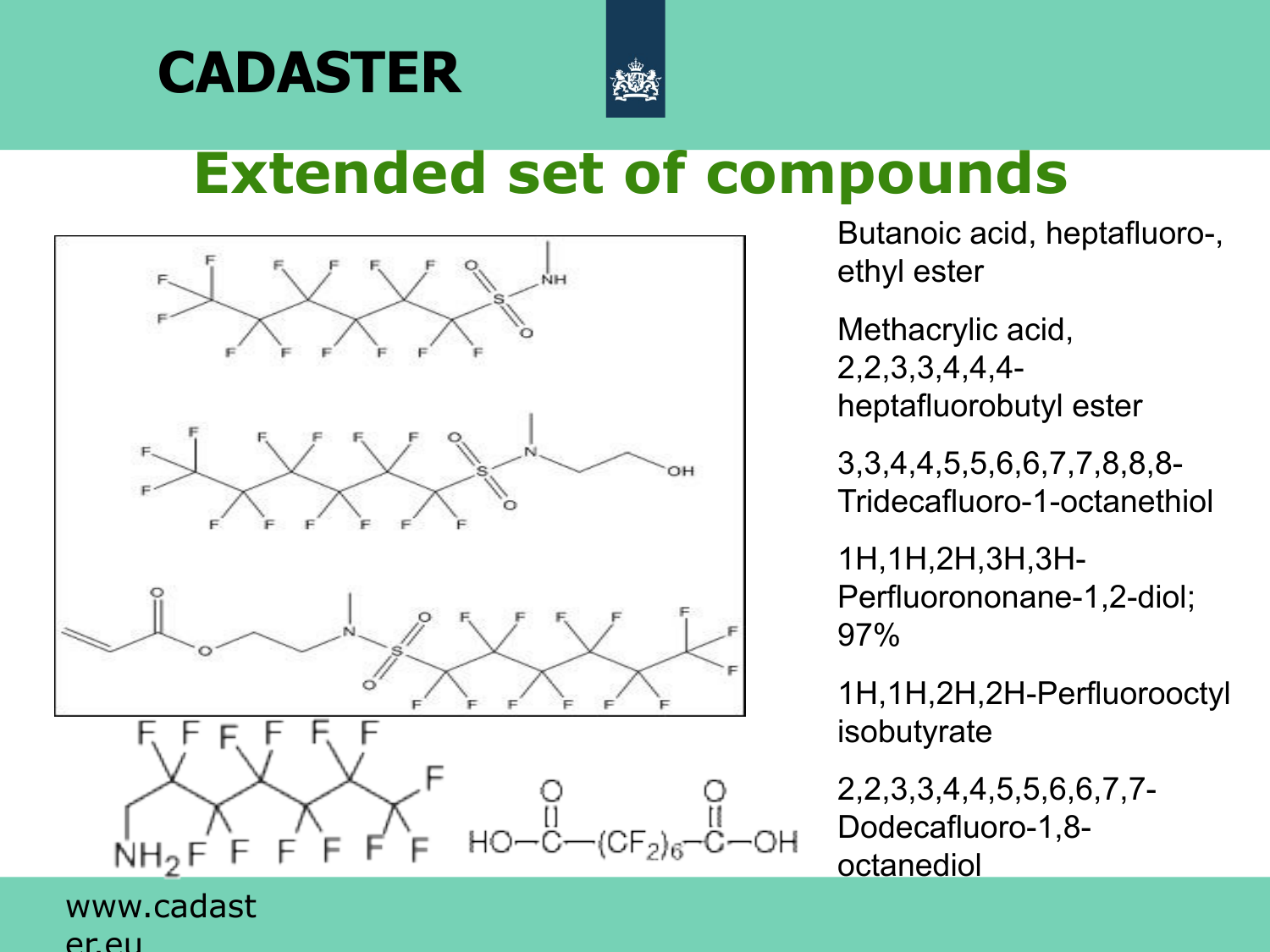# Extended set of compounds

$HO{-}C(=O){-}(CF_2)_6{-}C(=O){-}OH$

Butanoic acid, heptafluoro-, ethyl ester

Methacrylic acid, 2,2,3,3,4,4,4-heptafluorobutyl ester

3,3,4,4,5,5,6,6,7,7,8,8,8-Tridecafluoro-1-octanethiol

1H,1H,2H,3H,3H-Perfluorononane-1,2-diol; 97%

1H,1H,2H,2H-Perfluorooctyl isobutyrate

2,2,3,3,4,4,5,5,6,6,7,7-Dodecafluoro-1,8-octanediol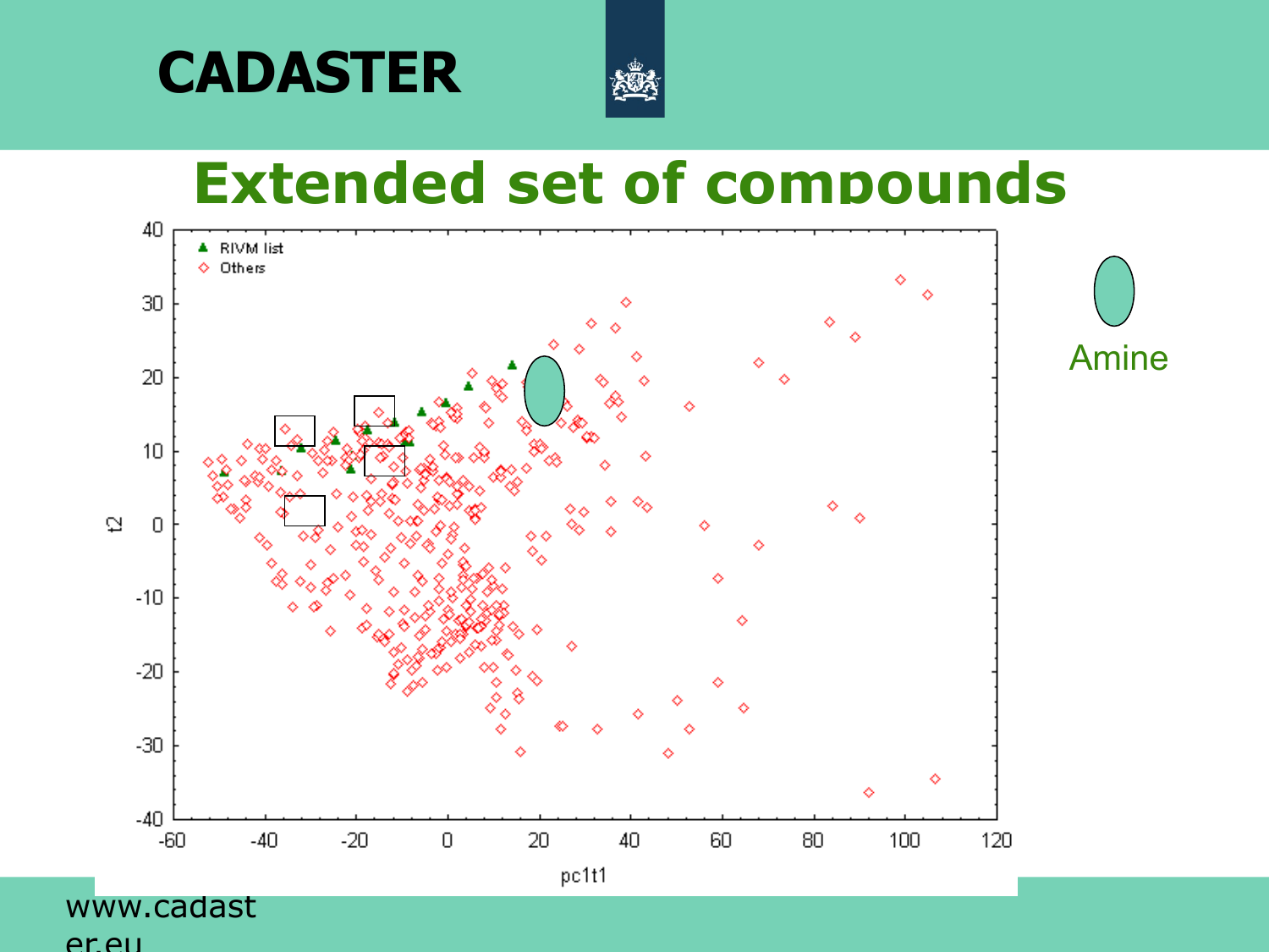# CADASTER

## Extended set of compounds

RIVM list

Others

t2

pc1t1

Amine

www.cadaster.eu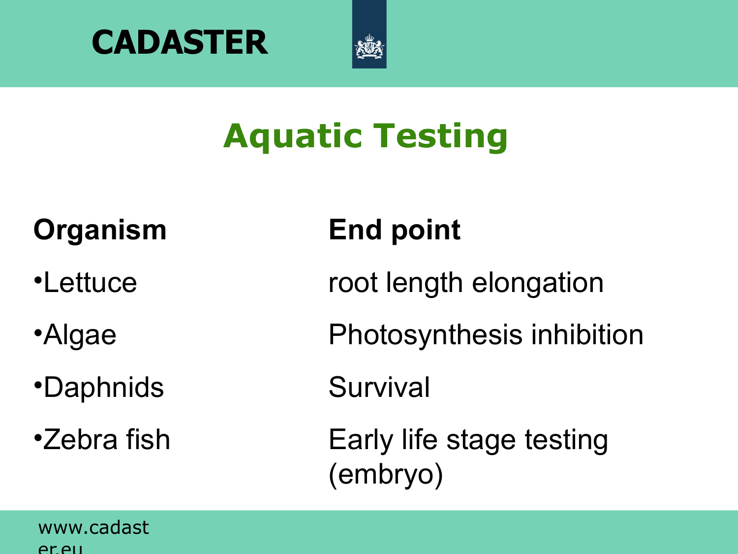# Aquatic Testing

| Organism | End point |
| --- | --- |
| •Lettuce | root length elongation |
| •Algae | Photosynthesis inhibition |
| •Daphnids | Survival |
| •Zebra fish | Early life stage testing (embryo) |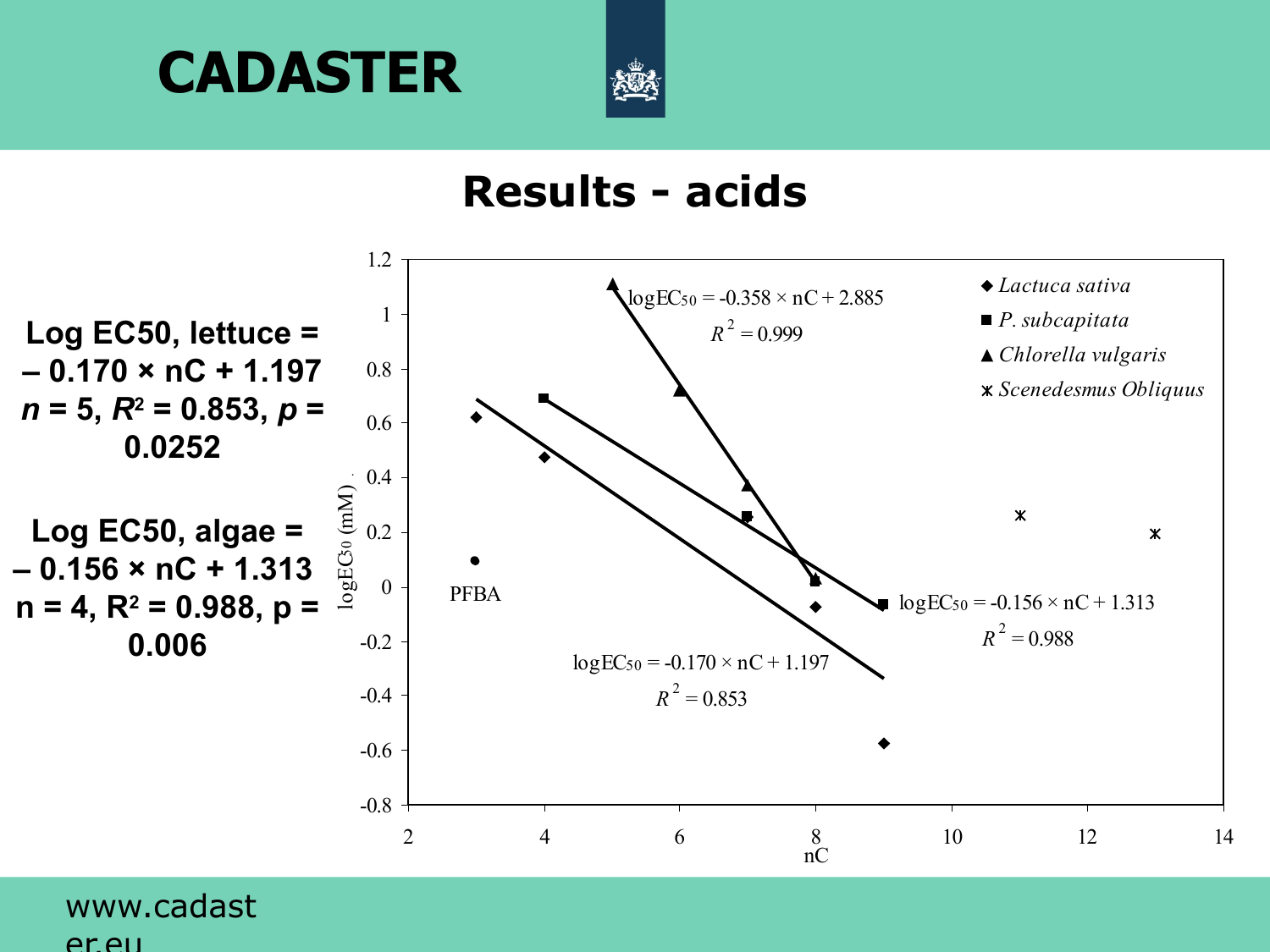# CADASTER

## Results - acids

Log EC50, lettuce = – 0.170 × nC + 1.197
$n$ = 5, $R^2$ = 0.853, $p$ = 0.0252

Log EC50, algae = – 0.156 × nC + 1.313
n = 4, $R^2$ = 0.988, p = 0.006

Chart legend: ◆ *Lactuca sativa*, ■ *P. subcapitata*, ▲ *Chlorella vulgaris*, ⋇ *Scenedesmus Obliquus*

Chart annotations (Y-axis: $\log EC_{50}$ (mM); X-axis: nC; labeled point: PFBA):

$\log EC_{50} = -0.358 \times nC + 2.885$, $R^2 = 0.999$

$\log EC_{50} = -0.156 \times nC + 1.313$, $R^2 = 0.988$

$\log EC_{50} = -0.170 \times nC + 1.197$, $R^2 = 0.853$

www.cadaster.eu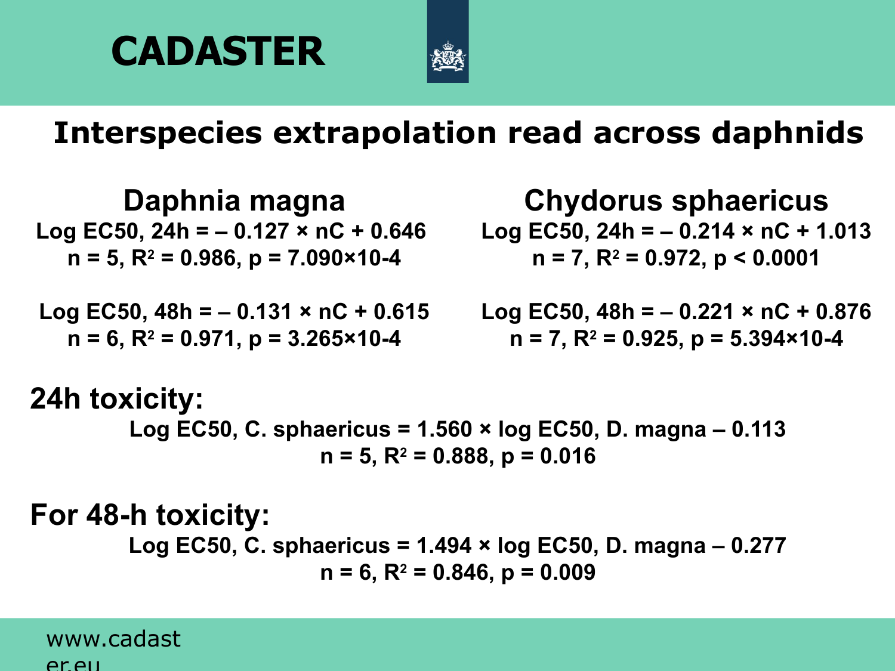# Interspecies extrapolation read across daphnids

## Daphnia magna

$$\text{Log EC50, 24h} = -0.127 \times nC + 0.646$$

$n = 5$, $R^2 = 0.986$, $p = 7.090 \times 10^{-4}$

$$\text{Log EC50, 48h} = -0.131 \times nC + 0.615$$

$n = 6$, $R^2 = 0.971$, $p = 3.265 \times 10^{-4}$

## Chydorus sphaericus

$$\text{Log EC50, 24h} = -0.214 \times nC + 1.013$$

$n = 7$, $R^2 = 0.972$, $p < 0.0001$

$$\text{Log EC50, 48h} = -0.221 \times nC + 0.876$$

$n = 7$, $R^2 = 0.925$, $p = 5.394 \times 10^{-4}$

**24h toxicity:**

$$\text{Log EC50, C. sphaericus} = 1.560 \times \text{log EC50, D. magna} - 0.113$$

$n = 5$, $R^2 = 0.888$, $p = 0.016$

**For 48-h toxicity:**

$$\text{Log EC50, C. sphaericus} = 1.494 \times \text{log EC50, D. magna} - 0.277$$

$n = 6$, $R^2 = 0.846$, $p = 0.009$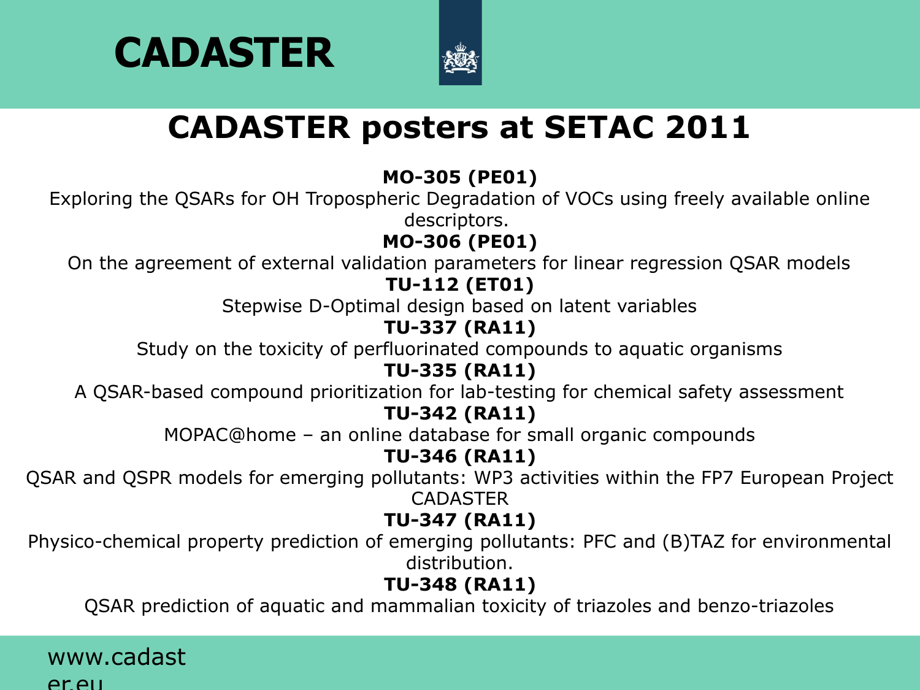# CADASTER

## CADASTER posters at SETAC 2011

**MO-305 (PE01)**
Exploring the QSARs for OH Tropospheric Degradation of VOCs using freely available online descriptors.

**MO-306 (PE01)**
On the agreement of external validation parameters for linear regression QSAR models

**TU-112 (ET01)**
Stepwise D-Optimal design based on latent variables

**TU-337 (RA11)**
Study on the toxicity of perfluorinated compounds to aquatic organisms

**TU-335 (RA11)**
A QSAR-based compound prioritization for lab-testing for chemical safety assessment

**TU-342 (RA11)**
MOPAC@home – an online database for small organic compounds

**TU-346 (RA11)**
QSAR and QSPR models for emerging pollutants: WP3 activities within the FP7 European Project CADASTER

**TU-347 (RA11)**
Physico-chemical property prediction of emerging pollutants: PFC and (B)TAZ for environmental distribution.

**TU-348 (RA11)**
QSAR prediction of aquatic and mammalian toxicity of triazoles and benzo-triazoles

www.cadaster.eu